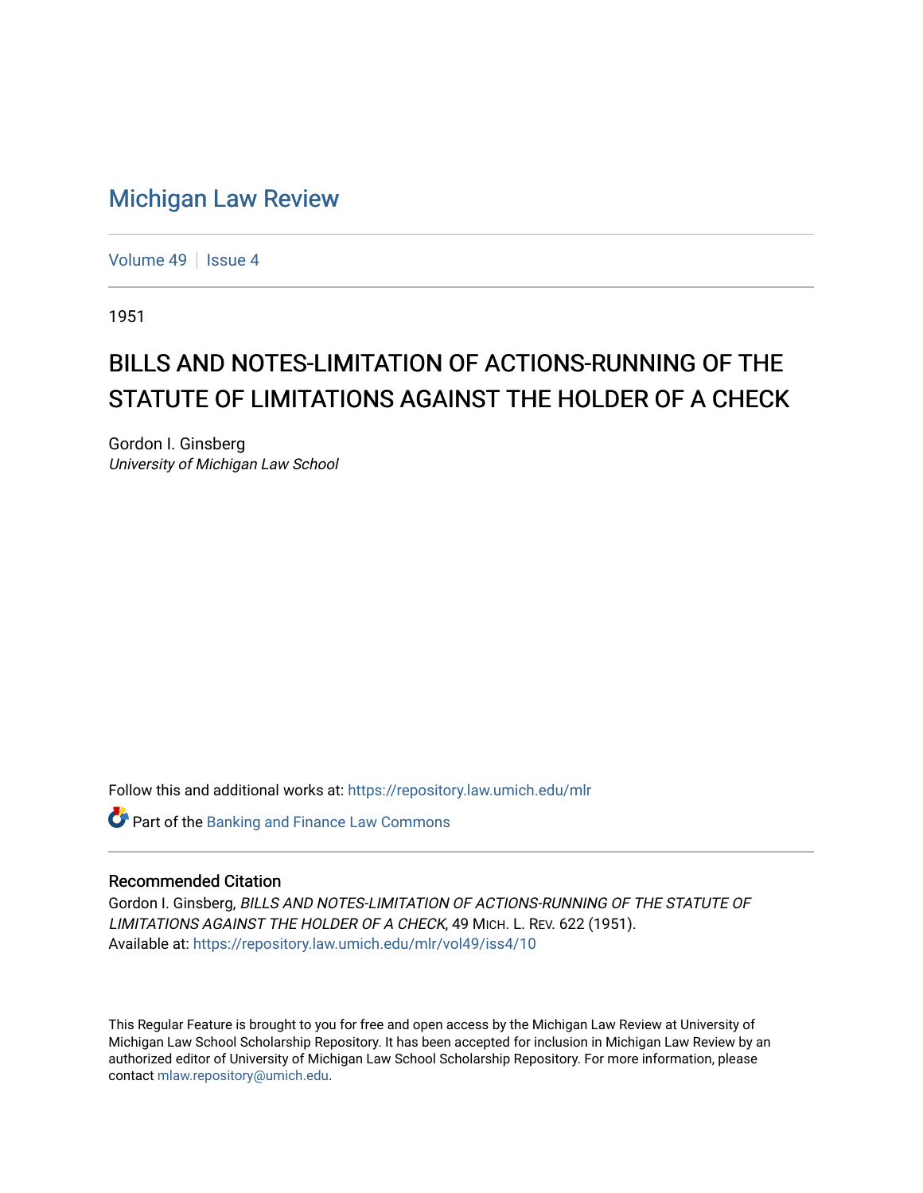# Michigan Law Review

Volume 49 | Issue 4

1951

## BILLS AND NOTES-LIMITATION OF ACTIONS-RUNNING OF THE STATUTE OF LIMITATIONS AGAINST THE HOLDER OF A CHECK

Gordon I. Ginsberg
*University of Michigan Law School*

Follow this and additional works at: https://repository.law.umich.edu/mlr

Part of the Banking and Finance Law Commons

### Recommended Citation

Gordon I. Ginsberg, *BILLS AND NOTES-LIMITATION OF ACTIONS-RUNNING OF THE STATUTE OF LIMITATIONS AGAINST THE HOLDER OF A CHECK*, 49 MICH. L. REV. 622 (1951).
Available at: https://repository.law.umich.edu/mlr/vol49/iss4/10

This Regular Feature is brought to you for free and open access by the Michigan Law Review at University of Michigan Law School Scholarship Repository. It has been accepted for inclusion in Michigan Law Review by an authorized editor of University of Michigan Law School Scholarship Repository. For more information, please contact mlaw.repository@umich.edu.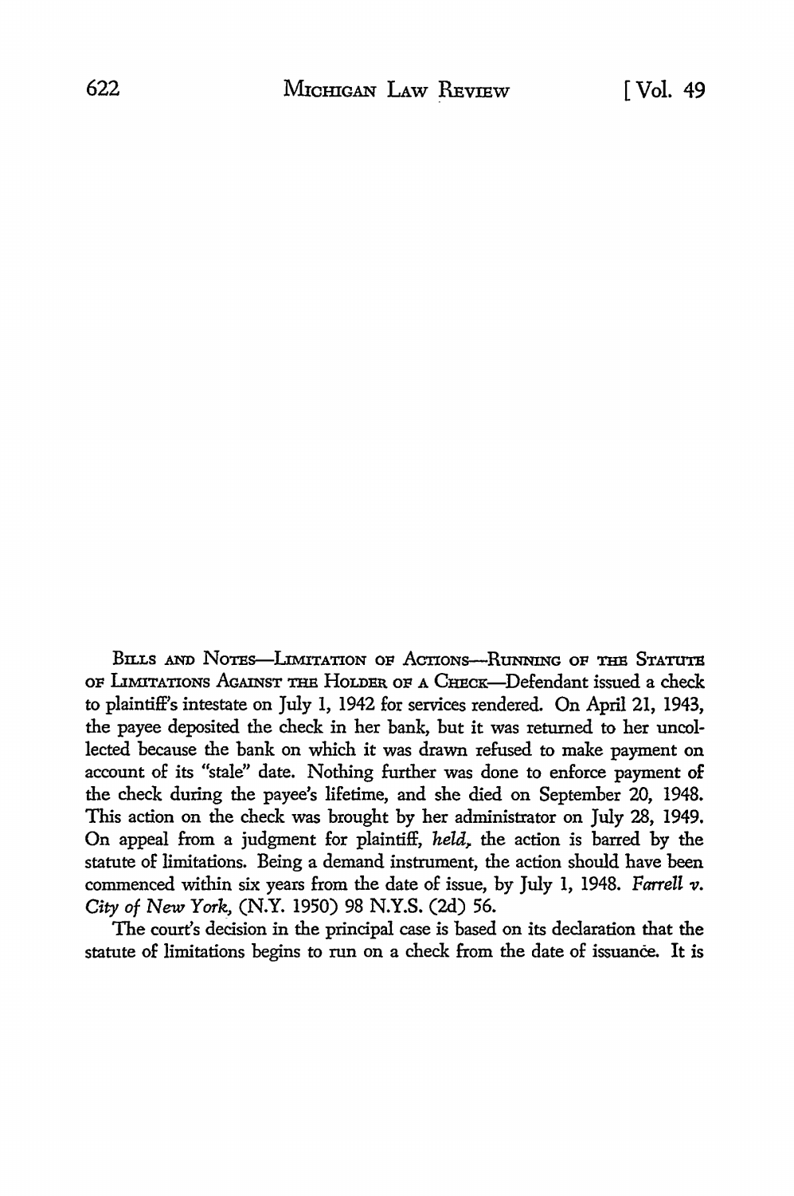BILLS AND NOTES—LIMITATION OF ACTIONS—RUNNING OF THE STATUTE OF LIMITATIONS AGAINST THE HOLDER OF A CHECK—Defendant issued a check to plaintiff's intestate on July 1, 1942 for services rendered. On April 21, 1943, the payee deposited the check in her bank, but it was returned to her uncollected because the bank on which it was drawn refused to make payment on account of its "stale" date. Nothing further was done to enforce payment of the check during the payee's lifetime, and she died on September 20, 1948. This action on the check was brought by her administrator on July 28, 1949. On appeal from a judgment for plaintiff, *held*, the action is barred by the statute of limitations. Being a demand instrument, the action should have been commenced within six years from the date of issue, by July 1, 1948. *Farrell v. City of New York*, (N.Y. 1950) 98 N.Y.S. (2d) 56.

The court's decision in the principal case is based on its declaration that the statute of limitations begins to run on a check from the date of issuance. It is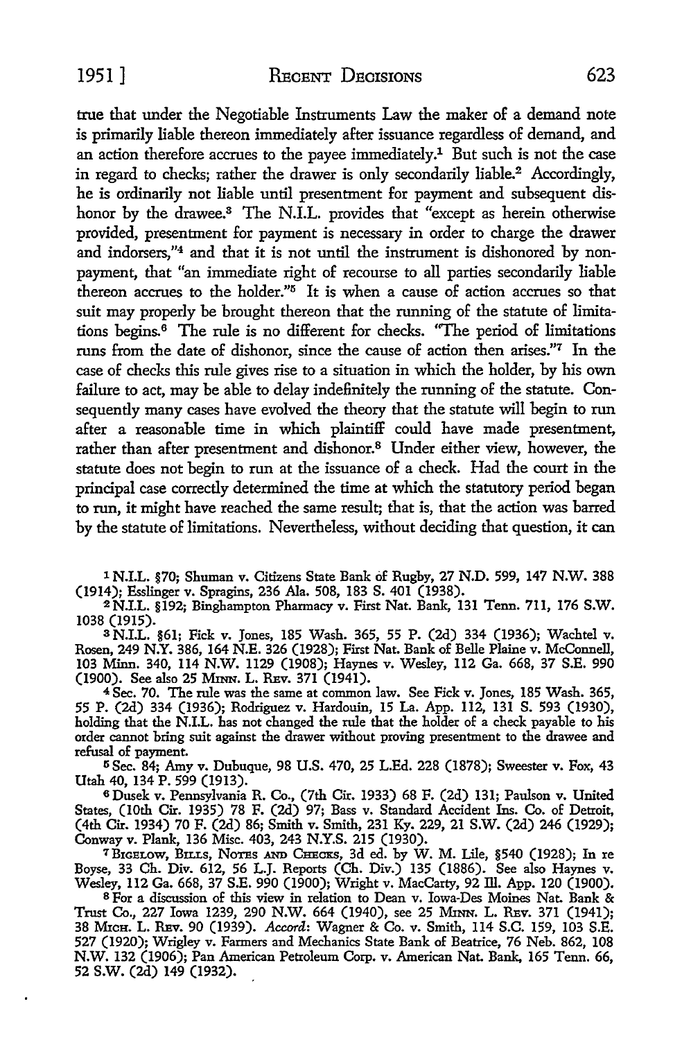true that under the Negotiable Instruments Law the maker of a demand note is primarily liable thereon immediately after issuance regardless of demand, and an action therefore accrues to the payee immediately.[1] But such is not the case in regard to checks; rather the drawer is only secondarily liable.[2] Accordingly, he is ordinarily not liable until presentment for payment and subsequent dishonor by the drawee.[3] The N.I.L. provides that "except as herein otherwise provided, presentment for payment is necessary in order to charge the drawer and indorsers,"[4] and that it is not until the instrument is dishonored by nonpayment, that "an immediate right of recourse to all parties secondarily liable thereon accrues to the holder."[5] It is when a cause of action accrues so that suit may properly be brought thereon that the running of the statute of limitations begins.[6] The rule is no different for checks. "The period of limitations runs from the date of dishonor, since the cause of action then arises."[7] In the case of checks this rule gives rise to a situation in which the holder, by his own failure to act, may be able to delay indefinitely the running of the statute. Consequently many cases have evolved the theory that the statute will begin to run after a reasonable time in which plaintiff could have made presentment, rather than after presentment and dishonor.[8] Under either view, however, the statute does not begin to run at the issuance of a check. Had the court in the principal case correctly determined the time at which the statutory period began to run, it might have reached the same result; that is, that the action was barred by the statute of limitations. Nevertheless, without deciding that question, it can

---

[1] N.I.L. §70; Shuman v. Citizens State Bank of Rugby, 27 N.D. 599, 147 N.W. 388 (1914); Esslinger v. Spragins, 236 Ala. 508, 183 S. 401 (1938).

[2] N.I.L. §192; Binghampton Pharmacy v. First Nat. Bank, 131 Tenn. 711, 176 S.W. 1038 (1915).

[3] N.I.L. §61; Fick v. Jones, 185 Wash. 365, 55 P. (2d) 334 (1936); Wachtel v. Rosen, 249 N.Y. 386, 164 N.E. 326 (1928); First Nat. Bank of Belle Plaine v. McConnell, 103 Minn. 340, 114 N.W. 1129 (1908); Haynes v. Wesley, 112 Ga. 668, 37 S.E. 990 (1900). See also 25 Minn. L. Rev. 371 (1941).

[4] Sec. 70. The rule was the same at common law. See Fick v. Jones, 185 Wash. 365, 55 P. (2d) 334 (1936); Rodriguez v. Hardouin, 15 La. App. 112, 131 S. 593 (1930), holding that the N.I.L. has not changed the rule that the holder of a check payable to his order cannot bring suit against the drawer without proving presentment to the drawee and refusal of payment.

[5] Sec. 84; Amy v. Dubuque, 98 U.S. 470, 25 L.Ed. 228 (1878); Sweester v. Fox, 43 Utah 40, 134 P. 599 (1913).

[6] Dusek v. Pennsylvania R. Co., (7th Cir. 1933) 68 F. (2d) 131; Paulson v. United States, (10th Cir. 1935) 78 F. (2d) 97; Bass v. Standard Accident Ins. Co. of Detroit, (4th Cir. 1934) 70 F. (2d) 86; Smith v. Smith, 231 Ky. 229, 21 S.W. (2d) 246 (1929); Conway v. Plank, 136 Misc. 403, 243 N.Y.S. 215 (1930).

[7] Bigelow, Bills, Notes and Checks, 3d ed. by W. M. Lile, §540 (1928); In re Boyse, 33 Ch. Div. 612, 56 L.J. Reports (Ch. Div.) 135 (1886). See also Haynes v. Wesley, 112 Ga. 668, 37 S.E. 990 (1900); Wright v. MacCarty, 92 Ill. App. 120 (1900).

[8] For a discussion of this view in relation to Dean v. Iowa-Des Moines Nat. Bank & Trust Co., 227 Iowa 1239, 290 N.W. 664 (1940), see 25 Minn. L. Rev. 371 (1941); 38 Mich. L. Rev. 90 (1939). *Accord:* Wagner & Co. v. Smith, 114 S.C. 159, 103 S.E. 527 (1920); Wrigley v. Farmers and Mechanics State Bank of Beatrice, 76 Neb. 862, 108 N.W. 132 (1906); Pan American Petroleum Corp. v. American Nat. Bank, 165 Tenn. 66, 52 S.W. (2d) 149 (1932).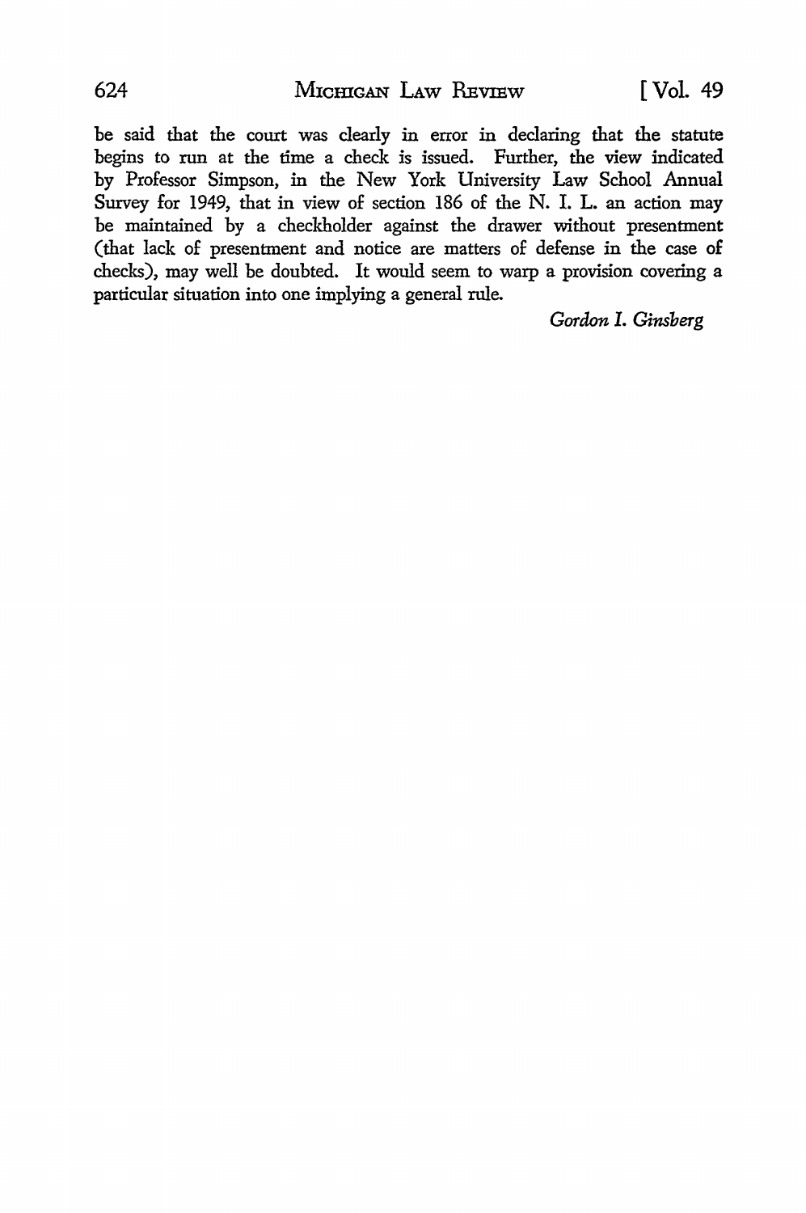be said that the court was clearly in error in declaring that the statute begins to run at the time a check is issued. Further, the view indicated by Professor Simpson, in the New York University Law School Annual Survey for 1949, that in view of section 186 of the N. I. L. an action may be maintained by a checkholder against the drawer without presentment (that lack of presentment and notice are matters of defense in the case of checks), may well be doubted. It would seem to warp a provision covering a particular situation into one implying a general rule.

*Gordon I. Ginsberg*